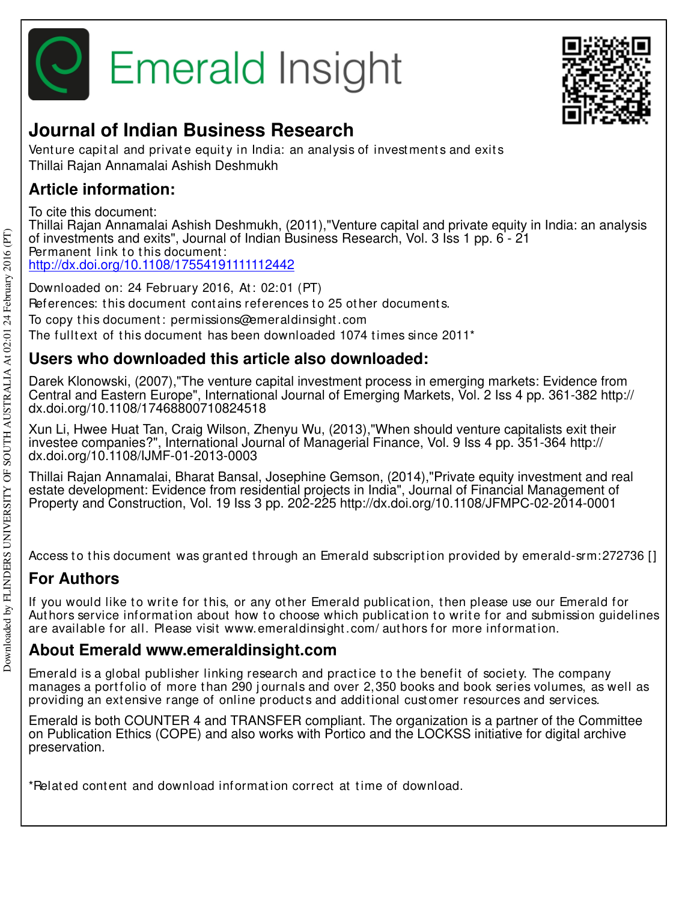Emerald Insight

# Journal of Indian Business Research

Venture capital and private equity in India: an analysis of investments and exits
Thillai Rajan Annamalai Ashish Deshmukh

## Article information:

To cite this document:
Thillai Rajan Annamalai Ashish Deshmukh, (2011),"Venture capital and private equity in India: an analysis of investments and exits", Journal of Indian Business Research, Vol. 3 Iss 1 pp. 6 - 21
Permanent link to this document:
http://dx.doi.org/10.1108/17554191111112442

Downloaded on: 24 February 2016, At: 02:01 (PT)
References: this document contains references to 25 other documents.
To copy this document: permissions@emeraldinsight.com
The fulltext of this document has been downloaded 1074 times since 2011*

## Users who downloaded this article also downloaded:

Darek Klonowski, (2007),"The venture capital investment process in emerging markets: Evidence from Central and Eastern Europe", International Journal of Emerging Markets, Vol. 2 Iss 4 pp. 361-382 http://dx.doi.org/10.1108/17468800710824518

Xun Li, Hwee Huat Tan, Craig Wilson, Zhenyu Wu, (2013),"When should venture capitalists exit their investee companies?", International Journal of Managerial Finance, Vol. 9 Iss 4 pp. 351-364 http://dx.doi.org/10.1108/IJMF-01-2013-0003

Thillai Rajan Annamalai, Bharat Bansal, Josephine Gemson, (2014),"Private equity investment and real estate development: Evidence from residential projects in India", Journal of Financial Management of Property and Construction, Vol. 19 Iss 3 pp. 202-225 http://dx.doi.org/10.1108/JFMPC-02-2014-0001

Access to this document was granted through an Emerald subscription provided by emerald-srm:272736 []

## For Authors

If you would like to write for this, or any other Emerald publication, then please use our Emerald for Authors service information about how to choose which publication to write for and submission guidelines are available for all. Please visit www.emeraldinsight.com/authors for more information.

## About Emerald www.emeraldinsight.com

Emerald is a global publisher linking research and practice to the benefit of society. The company manages a portfolio of more than 290 journals and over 2,350 books and book series volumes, as well as providing an extensive range of online products and additional customer resources and services.

Emerald is both COUNTER 4 and TRANSFER compliant. The organization is a partner of the Committee on Publication Ethics (COPE) and also works with Portico and the LOCKSS initiative for digital archive preservation.

*Related content and download information correct at time of download.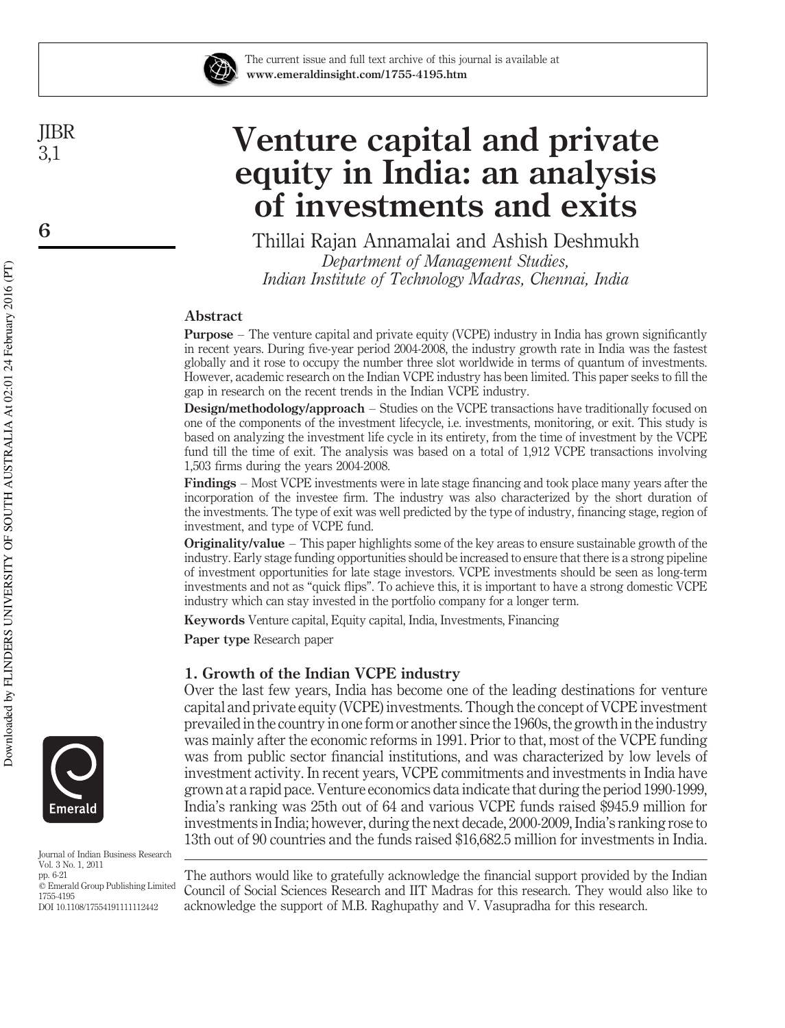# Venture capital and private equity in India: an analysis of investments and exits

Thillai Rajan Annamalai and Ashish Deshmukh

*Department of Management Studies, Indian Institute of Technology Madras, Chennai, India*

## Abstract

**Purpose** – The venture capital and private equity (VCPE) industry in India has grown significantly in recent years. During five-year period 2004-2008, the industry growth rate in India was the fastest globally and it rose to occupy the number three slot worldwide in terms of quantum of investments. However, academic research on the Indian VCPE industry has been limited. This paper seeks to fill the gap in research on the recent trends in the Indian VCPE industry.

**Design/methodology/approach** – Studies on the VCPE transactions have traditionally focused on one of the components of the investment lifecycle, i.e. investments, monitoring, or exit. This study is based on analyzing the investment life cycle in its entirety, from the time of investment by the VCPE fund till the time of exit. The analysis was based on a total of 1,912 VCPE transactions involving 1,503 firms during the years 2004-2008.

**Findings** – Most VCPE investments were in late stage financing and took place many years after the incorporation of the investee firm. The industry was also characterized by the short duration of the investments. The type of exit was well predicted by the type of industry, financing stage, region of investment, and type of VCPE fund.

**Originality/value** – This paper highlights some of the key areas to ensure sustainable growth of the industry. Early stage funding opportunities should be increased to ensure that there is a strong pipeline of investment opportunities for late stage investors. VCPE investments should be seen as long-term investments and not as "quick flips". To achieve this, it is important to have a strong domestic VCPE industry which can stay invested in the portfolio company for a longer term.

**Keywords** Venture capital, Equity capital, India, Investments, Financing

**Paper type** Research paper

## 1. Growth of the Indian VCPE industry

Over the last few years, India has become one of the leading destinations for venture capital and private equity (VCPE) investments. Though the concept of VCPE investment prevailed in the country in one form or another since the 1960s, the growth in the industry was mainly after the economic reforms in 1991. Prior to that, most of the VCPE funding was from public sector financial institutions, and was characterized by low levels of investment activity. In recent years, VCPE commitments and investments in India have grown at a rapid pace. Venture economics data indicate that during the period 1990-1999, India's ranking was 25th out of 64 and various VCPE funds raised $945.9 million for investments in India; however, during the next decade, 2000-2009, India's ranking rose to 13th out of 90 countries and the funds raised $16,682.5 million for investments in India.

The authors would like to gratefully acknowledge the financial support provided by the Indian Council of Social Sciences Research and IIT Madras for this research. They would also like to acknowledge the support of M.B. Raghupathy and V. Vasupradha for this research.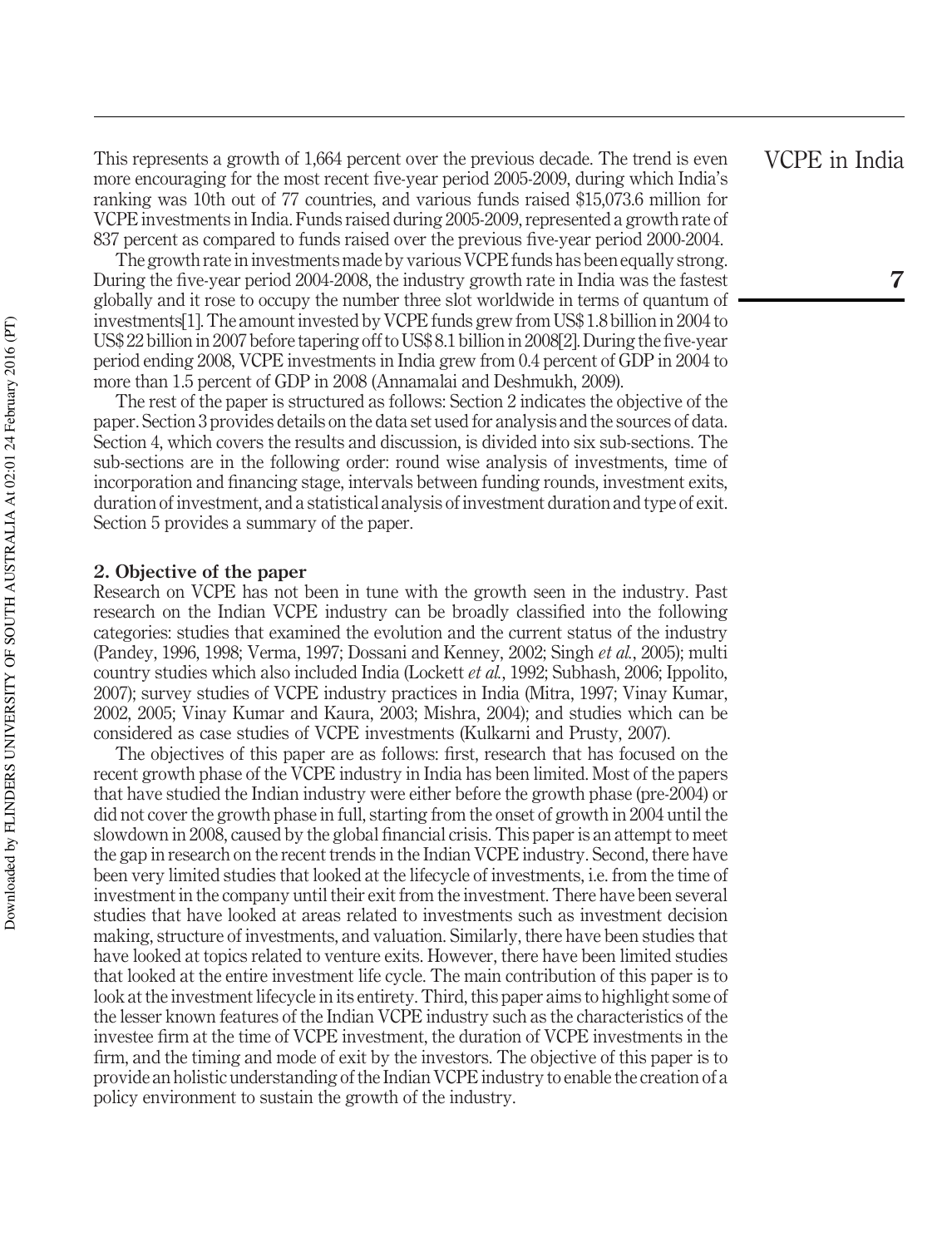This represents a growth of 1,664 percent over the previous decade. The trend is even more encouraging for the most recent five-year period 2005-2009, during which India's ranking was 10th out of 77 countries, and various funds raised $15,073.6 million for VCPE investments in India. Funds raised during 2005-2009, represented a growth rate of 837 percent as compared to funds raised over the previous five-year period 2000-2004.

The growth rate in investments made by various VCPE funds has been equally strong. During the five-year period 2004-2008, the industry growth rate in India was the fastest globally and it rose to occupy the number three slot worldwide in terms of quantum of investments[1]. The amount invested by VCPE funds grew from US$ 1.8 billion in 2004 to US$ 22 billion in 2007 before tapering off to US$ 8.1 billion in 2008[2]. During the five-year period ending 2008, VCPE investments in India grew from 0.4 percent of GDP in 2004 to more than 1.5 percent of GDP in 2008 (Annamalai and Deshmukh, 2009).

The rest of the paper is structured as follows: Section 2 indicates the objective of the paper. Section 3 provides details on the data set used for analysis and the sources of data. Section 4, which covers the results and discussion, is divided into six sub-sections. The sub-sections are in the following order: round wise analysis of investments, time of incorporation and financing stage, intervals between funding rounds, investment exits, duration of investment, and a statistical analysis of investment duration and type of exit. Section 5 provides a summary of the paper.

## 2. Objective of the paper

Research on VCPE has not been in tune with the growth seen in the industry. Past research on the Indian VCPE industry can be broadly classified into the following categories: studies that examined the evolution and the current status of the industry (Pandey, 1996, 1998; Verma, 1997; Dossani and Kenney, 2002; Singh *et al.*, 2005); multi country studies which also included India (Lockett *et al.*, 1992; Subhash, 2006; Ippolito, 2007); survey studies of VCPE industry practices in India (Mitra, 1997; Vinay Kumar, 2002, 2005; Vinay Kumar and Kaura, 2003; Mishra, 2004); and studies which can be considered as case studies of VCPE investments (Kulkarni and Prusty, 2007).

The objectives of this paper are as follows: first, research that has focused on the recent growth phase of the VCPE industry in India has been limited. Most of the papers that have studied the Indian industry were either before the growth phase (pre-2004) or did not cover the growth phase in full, starting from the onset of growth in 2004 until the slowdown in 2008, caused by the global financial crisis. This paper is an attempt to meet the gap in research on the recent trends in the Indian VCPE industry. Second, there have been very limited studies that looked at the lifecycle of investments, i.e. from the time of investment in the company until their exit from the investment. There have been several studies that have looked at areas related to investments such as investment decision making, structure of investments, and valuation. Similarly, there have been studies that have looked at topics related to venture exits. However, there have been limited studies that looked at the entire investment life cycle. The main contribution of this paper is to look at the investment lifecycle in its entirety. Third, this paper aims to highlight some of the lesser known features of the Indian VCPE industry such as the characteristics of the investee firm at the time of VCPE investment, the duration of VCPE investments in the firm, and the timing and mode of exit by the investors. The objective of this paper is to provide an holistic understanding of the Indian VCPE industry to enable the creation of a policy environment to sustain the growth of the industry.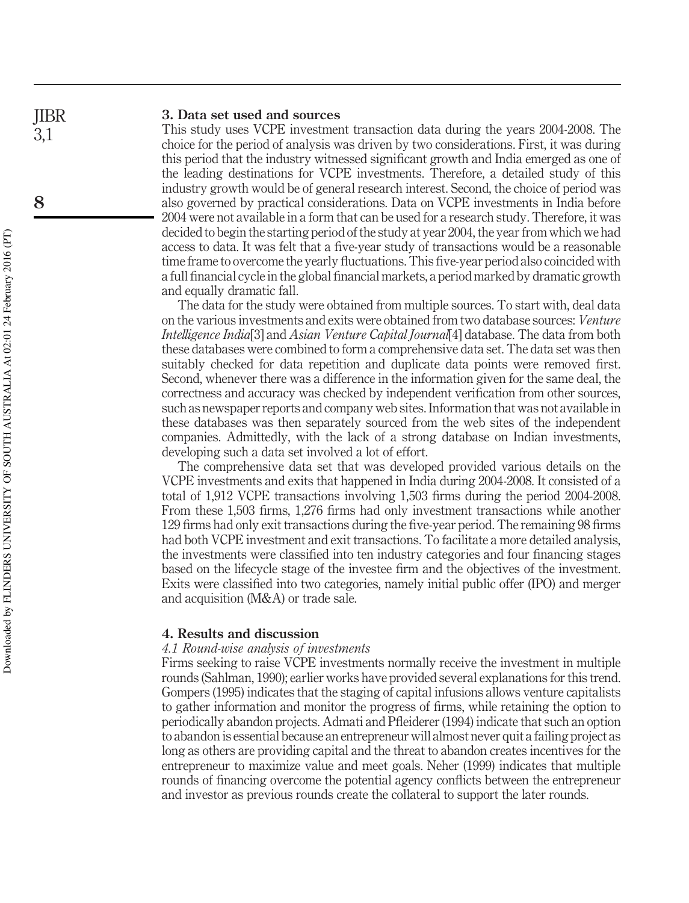## 3. Data set used and sources

This study uses VCPE investment transaction data during the years 2004-2008. The choice for the period of analysis was driven by two considerations. First, it was during this period that the industry witnessed significant growth and India emerged as one of the leading destinations for VCPE investments. Therefore, a detailed study of this industry growth would be of general research interest. Second, the choice of period was also governed by practical considerations. Data on VCPE investments in India before 2004 were not available in a form that can be used for a research study. Therefore, it was decided to begin the starting period of the study at year 2004, the year from which we had access to data. It was felt that a five-year study of transactions would be a reasonable time frame to overcome the yearly fluctuations. This five-year period also coincided with a full financial cycle in the global financial markets, a period marked by dramatic growth and equally dramatic fall.

The data for the study were obtained from multiple sources. To start with, deal data on the various investments and exits were obtained from two database sources: *Venture Intelligence India*[3] and *Asian Venture Capital Journal*[4] database. The data from both these databases were combined to form a comprehensive data set. The data set was then suitably checked for data repetition and duplicate data points were removed first. Second, whenever there was a difference in the information given for the same deal, the correctness and accuracy was checked by independent verification from other sources, such as newspaper reports and company web sites. Information that was not available in these databases was then separately sourced from the web sites of the independent companies. Admittedly, with the lack of a strong database on Indian investments, developing such a data set involved a lot of effort.

The comprehensive data set that was developed provided various details on the VCPE investments and exits that happened in India during 2004-2008. It consisted of a total of 1,912 VCPE transactions involving 1,503 firms during the period 2004-2008. From these 1,503 firms, 1,276 firms had only investment transactions while another 129 firms had only exit transactions during the five-year period. The remaining 98 firms had both VCPE investment and exit transactions. To facilitate a more detailed analysis, the investments were classified into ten industry categories and four financing stages based on the lifecycle stage of the investee firm and the objectives of the investment. Exits were classified into two categories, namely initial public offer (IPO) and merger and acquisition (M&A) or trade sale.

## 4. Results and discussion

### *4.1 Round-wise analysis of investments*

Firms seeking to raise VCPE investments normally receive the investment in multiple rounds (Sahlman, 1990); earlier works have provided several explanations for this trend. Gompers (1995) indicates that the staging of capital infusions allows venture capitalists to gather information and monitor the progress of firms, while retaining the option to periodically abandon projects. Admati and Pfleiderer (1994) indicate that such an option to abandon is essential because an entrepreneur will almost never quit a failing project as long as others are providing capital and the threat to abandon creates incentives for the entrepreneur to maximize value and meet goals. Neher (1999) indicates that multiple rounds of financing overcome the potential agency conflicts between the entrepreneur and investor as previous rounds create the collateral to support the later rounds.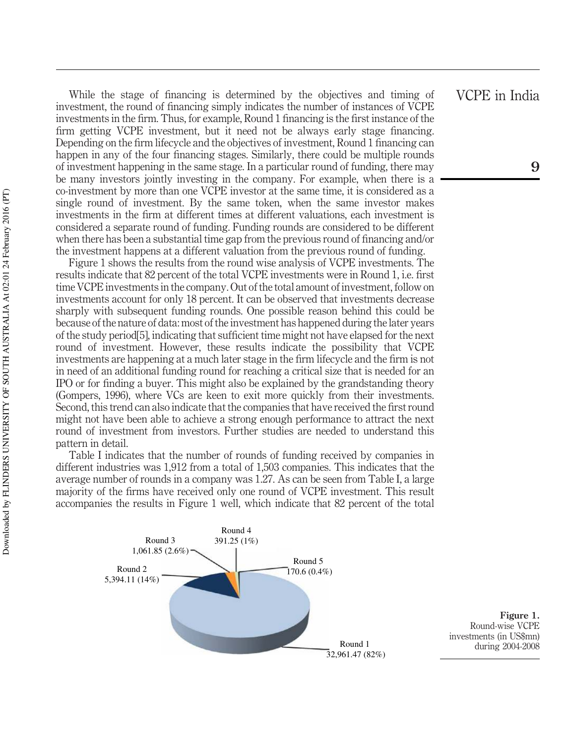While the stage of financing is determined by the objectives and timing of investment, the round of financing simply indicates the number of instances of VCPE investments in the firm. Thus, for example, Round 1 financing is the first instance of the firm getting VCPE investment, but it need not be always early stage financing. Depending on the firm lifecycle and the objectives of investment, Round 1 financing can happen in any of the four financing stages. Similarly, there could be multiple rounds of investment happening in the same stage. In a particular round of funding, there may be many investors jointly investing in the company. For example, when there is a co-investment by more than one VCPE investor at the same time, it is considered as a single round of investment. By the same token, when the same investor makes investments in the firm at different times at different valuations, each investment is considered a separate round of funding. Funding rounds are considered to be different when there has been a substantial time gap from the previous round of financing and/or the investment happens at a different valuation from the previous round of funding.

Figure 1 shows the results from the round wise analysis of VCPE investments. The results indicate that 82 percent of the total VCPE investments were in Round 1, i.e. first time VCPE investments in the company. Out of the total amount of investment, follow on investments account for only 18 percent. It can be observed that investments decrease sharply with subsequent funding rounds. One possible reason behind this could be because of the nature of data: most of the investment has happened during the later years of the study period[5], indicating that sufficient time might not have elapsed for the next round of investment. However, these results indicate the possibility that VCPE investments are happening at a much later stage in the firm lifecycle and the firm is not in need of an additional funding round for reaching a critical size that is needed for an IPO or for finding a buyer. This might also be explained by the grandstanding theory (Gompers, 1996), where VCs are keen to exit more quickly from their investments. Second, this trend can also indicate that the companies that have received the first round might not have been able to achieve a strong enough performance to attract the next round of investment from investors. Further studies are needed to understand this pattern in detail.

Table I indicates that the number of rounds of funding received by companies in different industries was 1,912 from a total of 1,503 companies. This indicates that the average number of rounds in a company was 1.27. As can be seen from Table I, a large majority of the firms have received only one round of VCPE investment. This result accompanies the results in Figure 1 well, which indicate that 82 percent of the total

Round 1: 32,961.47 (82%)
Round 2: 5,394.11 (14%)
Round 3: 1,061.85 (2.6%)
Round 4: 391.25 (1%)
Round 5: 170.6 (0.4%)

**Figure 1.** Round-wise VCPE investments (in US$mn) during 2004-2008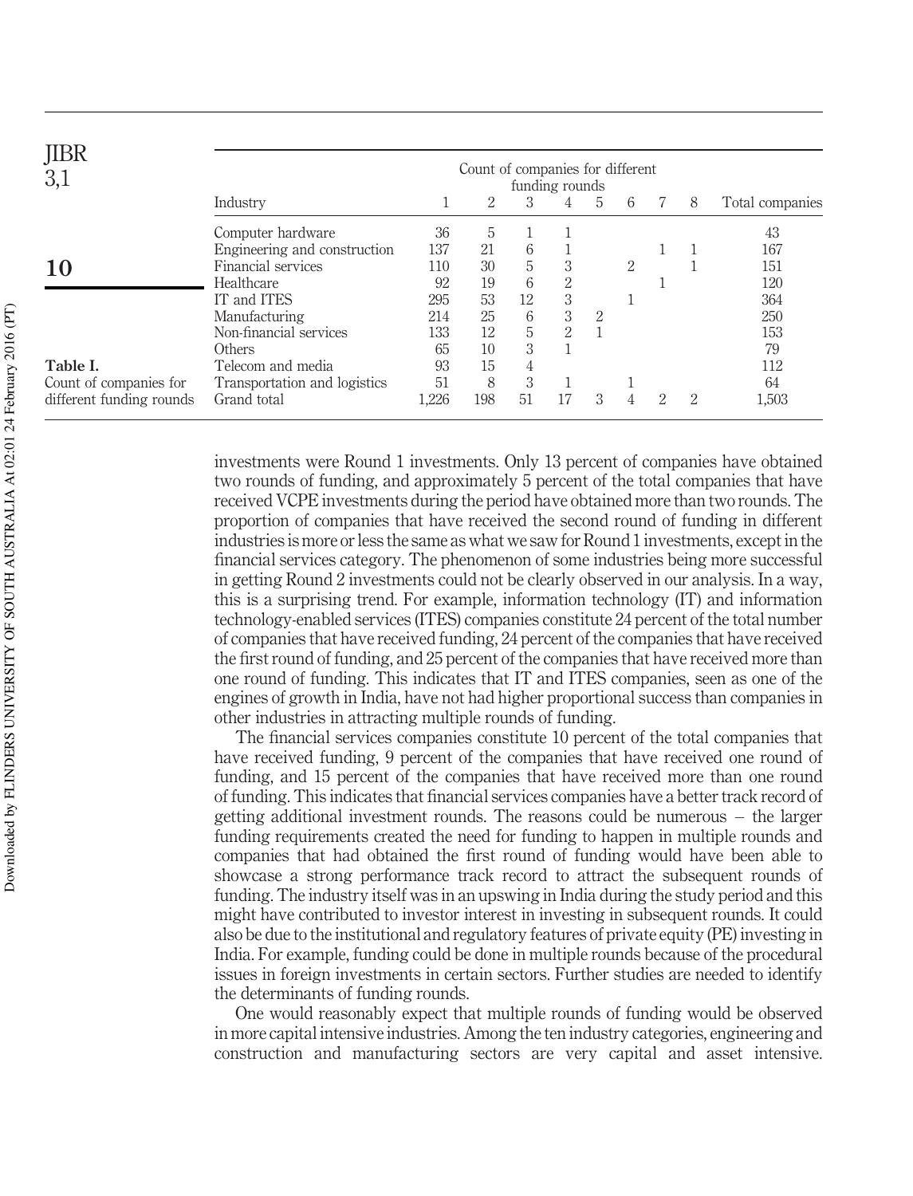**Table I.** Count of companies for different funding rounds

| Industry | Count of companies for different funding rounds | | | | | | | | Total companies |
|---|---|---|---|---|---|---|---|---|---|
| | 1 | 2 | 3 | 4 | 5 | 6 | 7 | 8 | |
| Computer hardware | 36 | 5 | 1 | 1 | | | | | 43 |
| Engineering and construction | 137 | 21 | 6 | 1 | | | 1 | 1 | 167 |
| Financial services | 110 | 30 | 5 | 3 | | 2 | | 1 | 151 |
| Healthcare | 92 | 19 | 6 | 2 | | | 1 | | 120 |
| IT and ITES | 295 | 53 | 12 | 3 | | 1 | | | 364 |
| Manufacturing | 214 | 25 | 6 | 3 | 2 | | | | 250 |
| Non-financial services | 133 | 12 | 5 | 2 | 1 | | | | 153 |
| Others | 65 | 10 | 3 | 1 | | | | | 79 |
| Telecom and media | 93 | 15 | 4 | | | | | | 112 |
| Transportation and logistics | 51 | 8 | 3 | 1 | | 1 | | | 64 |
| Grand total | 1,226 | 198 | 51 | 17 | 3 | 4 | 2 | 2 | 1,503 |

investments were Round 1 investments. Only 13 percent of companies have obtained two rounds of funding, and approximately 5 percent of the total companies that have received VCPE investments during the period have obtained more than two rounds. The proportion of companies that have received the second round of funding in different industries is more or less the same as what we saw for Round 1 investments, except in the financial services category. The phenomenon of some industries being more successful in getting Round 2 investments could not be clearly observed in our analysis. In a way, this is a surprising trend. For example, information technology (IT) and information technology-enabled services (ITES) companies constitute 24 percent of the total number of companies that have received funding, 24 percent of the companies that have received the first round of funding, and 25 percent of the companies that have received more than one round of funding. This indicates that IT and ITES companies, seen as one of the engines of growth in India, have not had higher proportional success than companies in other industries in attracting multiple rounds of funding.

The financial services companies constitute 10 percent of the total companies that have received funding, 9 percent of the companies that have received one round of funding, and 15 percent of the companies that have received more than one round of funding. This indicates that financial services companies have a better track record of getting additional investment rounds. The reasons could be numerous – the larger funding requirements created the need for funding to happen in multiple rounds and companies that had obtained the first round of funding would have been able to showcase a strong performance track record to attract the subsequent rounds of funding. The industry itself was in an upswing in India during the study period and this might have contributed to investor interest in investing in subsequent rounds. It could also be due to the institutional and regulatory features of private equity (PE) investing in India. For example, funding could be done in multiple rounds because of the procedural issues in foreign investments in certain sectors. Further studies are needed to identify the determinants of funding rounds.

One would reasonably expect that multiple rounds of funding would be observed in more capital intensive industries. Among the ten industry categories, engineering and construction and manufacturing sectors are very capital and asset intensive.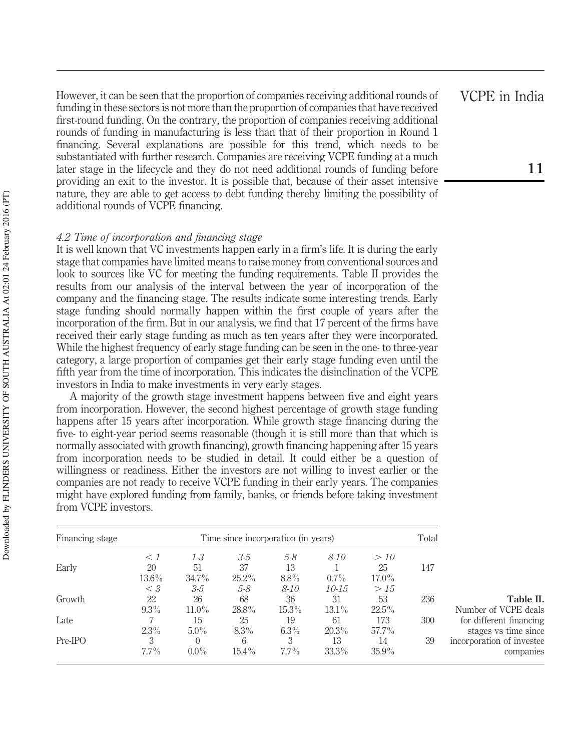However, it can be seen that the proportion of companies receiving additional rounds of funding in these sectors is not more than the proportion of companies that have received first-round funding. On the contrary, the proportion of companies receiving additional rounds of funding in manufacturing is less than that of their proportion in Round 1 financing. Several explanations are possible for this trend, which needs to be substantiated with further research. Companies are receiving VCPE funding at a much later stage in the lifecycle and they do not need additional rounds of funding before providing an exit to the investor. It is possible that, because of their asset intensive nature, they are able to get access to debt funding thereby limiting the possibility of additional rounds of VCPE financing.

### *4.2 Time of incorporation and financing stage*

It is well known that VC investments happen early in a firm's life. It is during the early stage that companies have limited means to raise money from conventional sources and look to sources like VC for meeting the funding requirements. Table II provides the results from our analysis of the interval between the year of incorporation of the company and the financing stage. The results indicate some interesting trends. Early stage funding should normally happen within the first couple of years after the incorporation of the firm. But in our analysis, we find that 17 percent of the firms have received their early stage funding as much as ten years after they were incorporated. While the highest frequency of early stage funding can be seen in the one- to three-year category, a large proportion of companies get their early stage funding even until the fifth year from the time of incorporation. This indicates the disinclination of the VCPE investors in India to make investments in very early stages.

A majority of the growth stage investment happens between five and eight years from incorporation. However, the second highest percentage of growth stage funding happens after 15 years after incorporation. While growth stage financing during the five- to eight-year period seems reasonable (though it is still more than that which is normally associated with growth financing), growth financing happening after 15 years from incorporation needs to be studied in detail. It could either be a question of willingness or readiness. Either the investors are not willing to invest earlier or the companies are not ready to receive VCPE funding in their early years. The companies might have explored funding from family, banks, or friends before taking investment from VCPE investors.

| Financing stage | Time since incorporation (in years) | | | | | | Total |
|---|---|---|---|---|---|---|---|
| | *< 1* | *1-3* | *3-5* | *5-8* | *8-10* | *> 10* | |
| Early | 20 | 51 | 37 | 13 | 1 | 25 | 147 |
| | 13.6% | 34.7% | 25.2% | 8.8% | 0.7% | 17.0% | |
| | *< 3* | *3-5* | *5-8* | *8-10* | *10-15* | *> 15* | |
| Growth | 22 | 26 | 68 | 36 | 31 | 53 | 236 |
| | 9.3% | 11.0% | 28.8% | 15.3% | 13.1% | 22.5% | |
| Late | 7 | 15 | 25 | 19 | 61 | 173 | 300 |
| | 2.3% | 5.0% | 8.3% | 6.3% | 20.3% | 57.7% | |
| Pre-IPO | 3 | 0 | 6 | 3 | 13 | 14 | 39 |
| | 7.7% | 0.0% | 15.4% | 7.7% | 33.3% | 35.9% | |

**Table II.** Number of VCPE deals for different financing stages vs time since incorporation of investee companies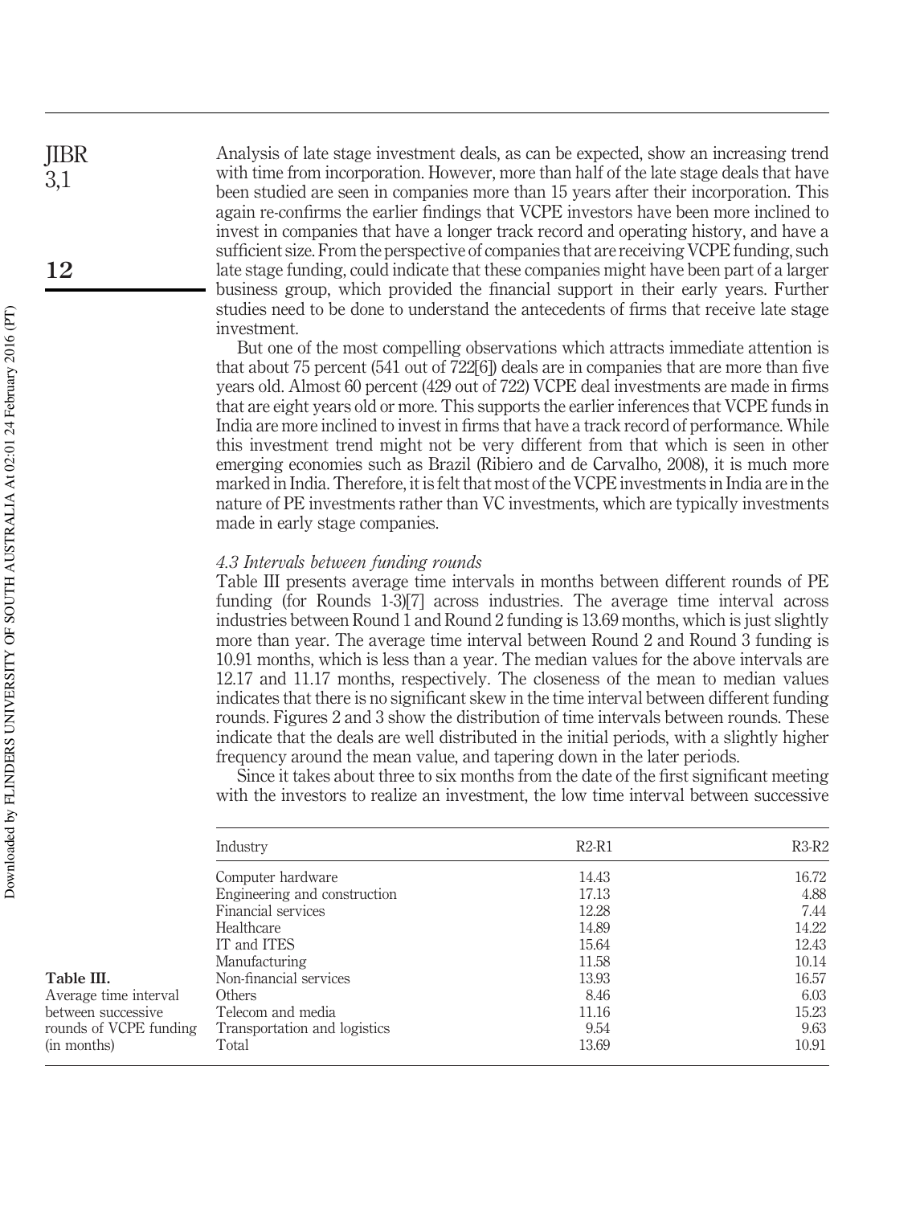Analysis of late stage investment deals, as can be expected, show an increasing trend with time from incorporation. However, more than half of the late stage deals that have been studied are seen in companies more than 15 years after their incorporation. This again re-confirms the earlier findings that VCPE investors have been more inclined to invest in companies that have a longer track record and operating history, and have a sufficient size. From the perspective of companies that are receiving VCPE funding, such late stage funding, could indicate that these companies might have been part of a larger business group, which provided the financial support in their early years. Further studies need to be done to understand the antecedents of firms that receive late stage investment.

But one of the most compelling observations which attracts immediate attention is that about 75 percent (541 out of 722[6]) deals are in companies that are more than five years old. Almost 60 percent (429 out of 722) VCPE deal investments are made in firms that are eight years old or more. This supports the earlier inferences that VCPE funds in India are more inclined to invest in firms that have a track record of performance. While this investment trend might not be very different from that which is seen in other emerging economies such as Brazil (Ribiero and de Carvalho, 2008), it is much more marked in India. Therefore, it is felt that most of the VCPE investments in India are in the nature of PE investments rather than VC investments, which are typically investments made in early stage companies.

### *4.3 Intervals between funding rounds*

Table III presents average time intervals in months between different rounds of PE funding (for Rounds 1-3)[7] across industries. The average time interval across industries between Round 1 and Round 2 funding is 13.69 months, which is just slightly more than year. The average time interval between Round 2 and Round 3 funding is 10.91 months, which is less than a year. The median values for the above intervals are 12.17 and 11.17 months, respectively. The closeness of the mean to median values indicates that there is no significant skew in the time interval between different funding rounds. Figures 2 and 3 show the distribution of time intervals between rounds. These indicate that the deals are well distributed in the initial periods, with a slightly higher frequency around the mean value, and tapering down in the later periods.

Since it takes about three to six months from the date of the first significant meeting with the investors to realize an investment, the low time interval between successive

**Table III.** Average time interval between successive rounds of VCPE funding (in months)

| Industry | R2-R1 | R3-R2 |
|---|---|---|
| Computer hardware | 14.43 | 16.72 |
| Engineering and construction | 17.13 | 4.88 |
| Financial services | 12.28 | 7.44 |
| Healthcare | 14.89 | 14.22 |
| IT and ITES | 15.64 | 12.43 |
| Manufacturing | 11.58 | 10.14 |
| Non-financial services | 13.93 | 16.57 |
| Others | 8.46 | 6.03 |
| Telecom and media | 11.16 | 15.23 |
| Transportation and logistics | 9.54 | 9.63 |
| Total | 13.69 | 10.91 |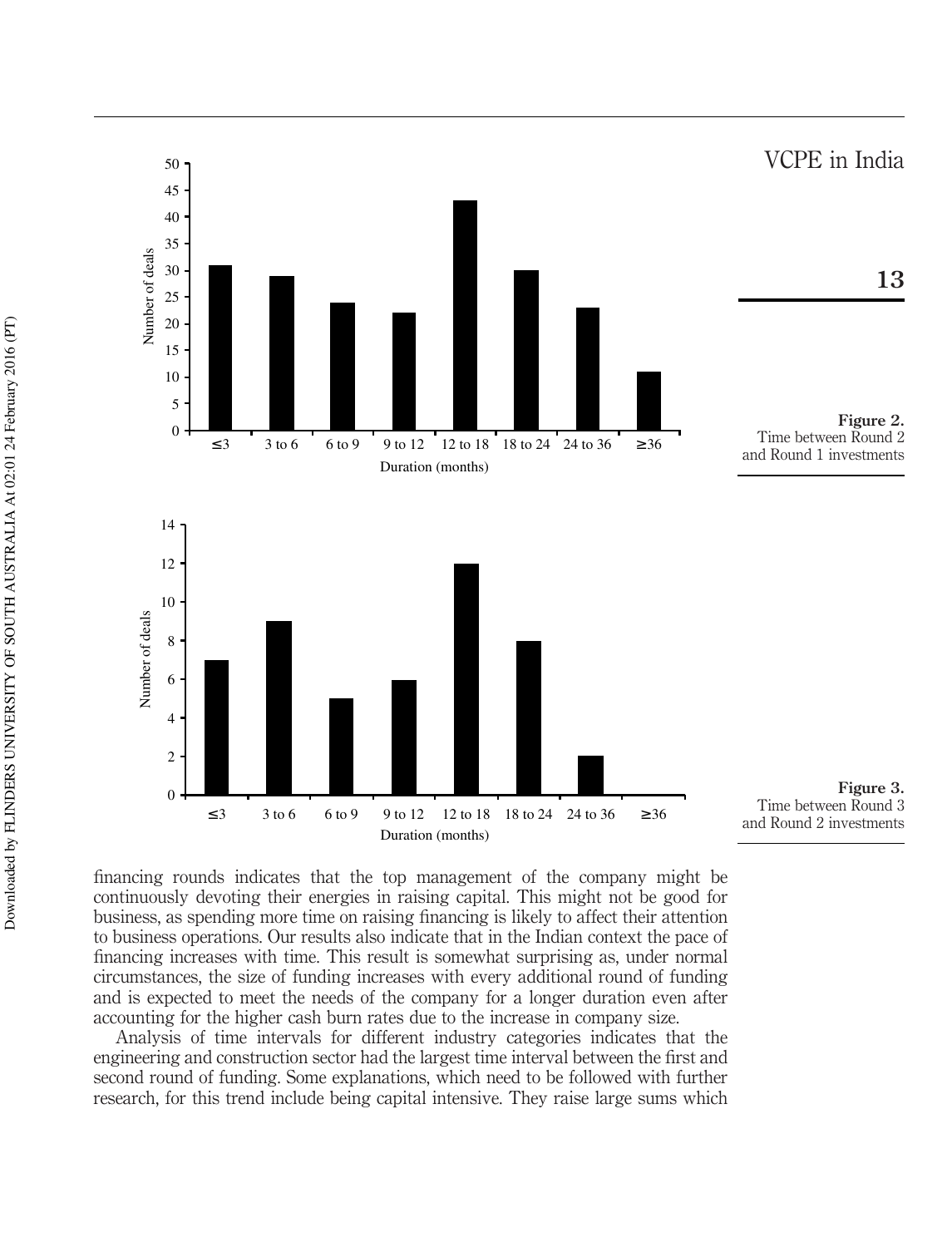Figure 2. Time between Round 2 and Round 1 investments

Figure 3. Time between Round 3 and Round 2 investments

financing rounds indicates that the top management of the company might be continuously devoting their energies in raising capital. This might not be good for business, as spending more time on raising financing is likely to affect their attention to business operations. Our results also indicate that in the Indian context the pace of financing increases with time. This result is somewhat surprising as, under normal circumstances, the size of funding increases with every additional round of funding and is expected to meet the needs of the company for a longer duration even after accounting for the higher cash burn rates due to the increase in company size.

Analysis of time intervals for different industry categories indicates that the engineering and construction sector had the largest time interval between the first and second round of funding. Some explanations, which need to be followed with further research, for this trend include being capital intensive. They raise large sums which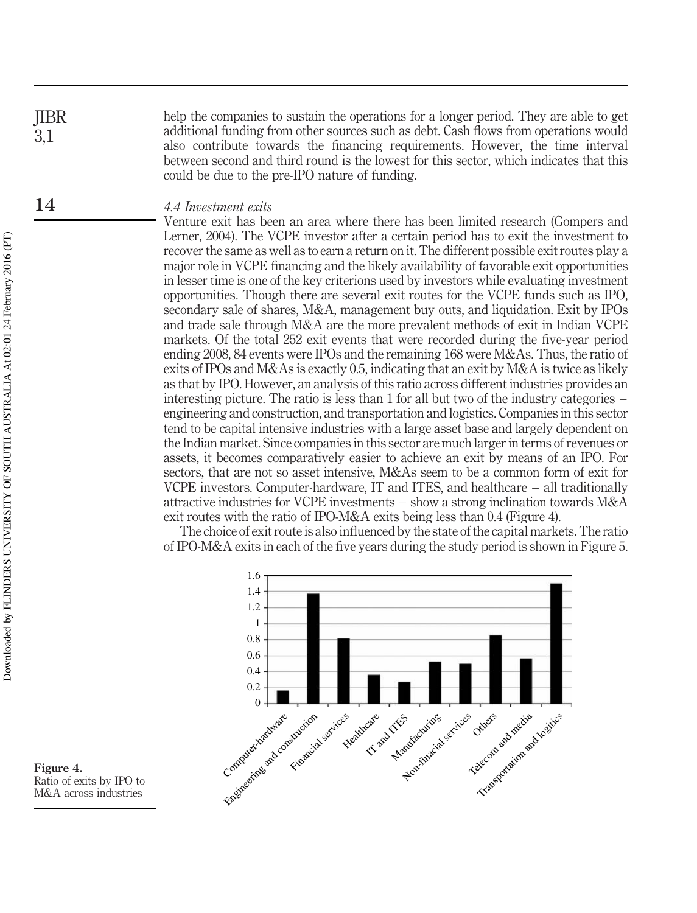help the companies to sustain the operations for a longer period. They are able to get additional funding from other sources such as debt. Cash flows from operations would also contribute towards the financing requirements. However, the time interval between second and third round is the lowest for this sector, which indicates that this could be due to the pre-IPO nature of funding.

### *4.4 Investment exits*

Venture exit has been an area where there has been limited research (Gompers and Lerner, 2004). The VCPE investor after a certain period has to exit the investment to recover the same as well as to earn a return on it. The different possible exit routes play a major role in VCPE financing and the likely availability of favorable exit opportunities in lesser time is one of the key criterions used by investors while evaluating investment opportunities. Though there are several exit routes for the VCPE funds such as IPO, secondary sale of shares, M&A, management buy outs, and liquidation. Exit by IPOs and trade sale through M&A are the more prevalent methods of exit in Indian VCPE markets. Of the total 252 exit events that were recorded during the five-year period ending 2008, 84 events were IPOs and the remaining 168 were M&As. Thus, the ratio of exits of IPOs and M&As is exactly 0.5, indicating that an exit by M&A is twice as likely as that by IPO. However, an analysis of this ratio across different industries provides an interesting picture. The ratio is less than 1 for all but two of the industry categories – engineering and construction, and transportation and logistics. Companies in this sector tend to be capital intensive industries with a large asset base and largely dependent on the Indian market. Since companies in this sector are much larger in terms of revenues or assets, it becomes comparatively easier to achieve an exit by means of an IPO. For sectors, that are not so asset intensive, M&As seem to be a common form of exit for VCPE investors. Computer-hardware, IT and ITES, and healthcare – all traditionally attractive industries for VCPE investments – show a strong inclination towards M&A exit routes with the ratio of IPO-M&A exits being less than 0.4 (Figure 4).

The choice of exit route is also influenced by the state of the capital markets. The ratio of IPO-M&A exits in each of the five years during the study period is shown in Figure 5.

**Figure 4.** Ratio of exits by IPO to M&A across industries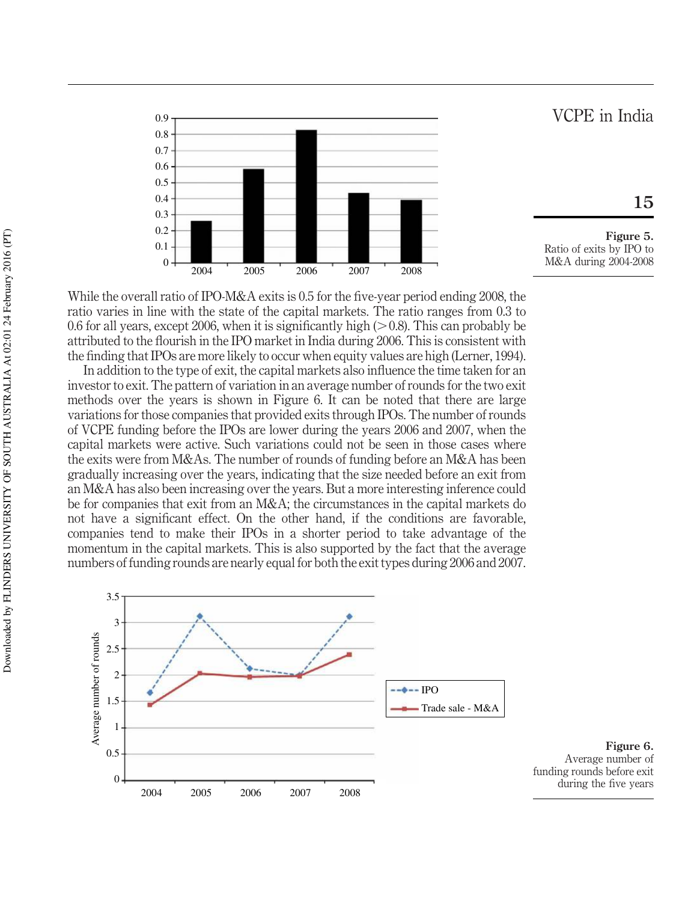Figure 5. Ratio of exits by IPO to M&A during 2004-2008

While the overall ratio of IPO-M&A exits is 0.5 for the five-year period ending 2008, the ratio varies in line with the state of the capital markets. The ratio ranges from 0.3 to 0.6 for all years, except 2006, when it is significantly high (>0.8). This can probably be attributed to the flourish in the IPO market in India during 2006. This is consistent with the finding that IPOs are more likely to occur when equity values are high (Lerner, 1994).

In addition to the type of exit, the capital markets also influence the time taken for an investor to exit. The pattern of variation in an average number of rounds for the two exit methods over the years is shown in Figure 6. It can be noted that there are large variations for those companies that provided exits through IPOs. The number of rounds of VCPE funding before the IPOs are lower during the years 2006 and 2007, when the capital markets were active. Such variations could not be seen in those cases where the exits were from M&As. The number of rounds of funding before an M&A has been gradually increasing over the years, indicating that the size needed before an exit from an M&A has also been increasing over the years. But a more interesting inference could be for companies that exit from an M&A; the circumstances in the capital markets do not have a significant effect. On the other hand, if the conditions are favorable, companies tend to make their IPOs in a shorter period to take advantage of the momentum in the capital markets. This is also supported by the fact that the average numbers of funding rounds are nearly equal for both the exit types during 2006 and 2007.

Figure 6. Average number of funding rounds before exit during the five years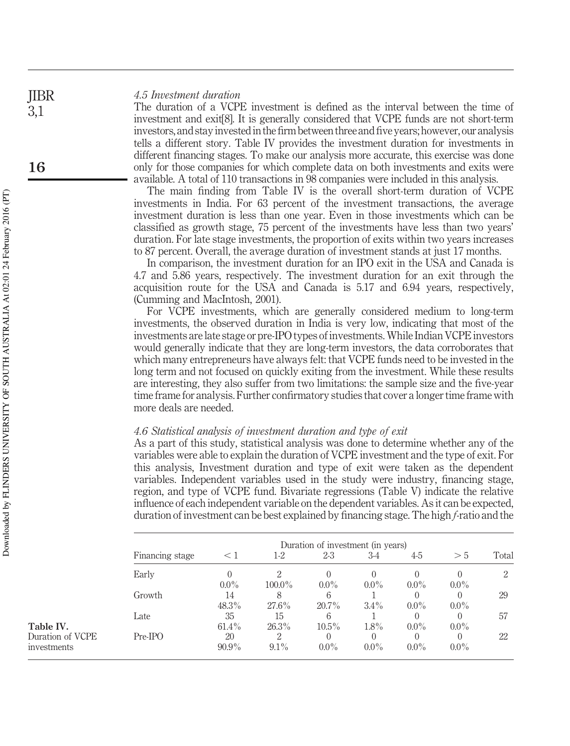### 4.5 Investment duration

The duration of a VCPE investment is defined as the interval between the time of investment and exit[8]. It is generally considered that VCPE funds are not short-term investors, and stay invested in the firm between three and five years; however, our analysis tells a different story. Table IV provides the investment duration for investments in different financing stages. To make our analysis more accurate, this exercise was done only for those companies for which complete data on both investments and exits were available. A total of 110 transactions in 98 companies were included in this analysis.

The main finding from Table IV is the overall short-term duration of VCPE investments in India. For 63 percent of the investment transactions, the average investment duration is less than one year. Even in those investments which can be classified as growth stage, 75 percent of the investments have less than two years' duration. For late stage investments, the proportion of exits within two years increases to 87 percent. Overall, the average duration of investment stands at just 17 months.

In comparison, the investment duration for an IPO exit in the USA and Canada is 4.7 and 5.86 years, respectively. The investment duration for an exit through the acquisition route for the USA and Canada is 5.17 and 6.94 years, respectively, (Cumming and MacIntosh, 2001).

For VCPE investments, which are generally considered medium to long-term investments, the observed duration in India is very low, indicating that most of the investments are late stage or pre-IPO types of investments. While Indian VCPE investors would generally indicate that they are long-term investors, the data corroborates that which many entrepreneurs have always felt: that VCPE funds need to be invested in the long term and not focused on quickly exiting from the investment. While these results are interesting, they also suffer from two limitations: the sample size and the five-year time frame for analysis. Further confirmatory studies that cover a longer time frame with more deals are needed.

### 4.6 Statistical analysis of investment duration and type of exit

As a part of this study, statistical analysis was done to determine whether any of the variables were able to explain the duration of VCPE investment and the type of exit. For this analysis, Investment duration and type of exit were taken as the dependent variables. Independent variables used in the study were industry, financing stage, region, and type of VCPE fund. Bivariate regressions (Table V) indicate the relative influence of each independent variable on the dependent variables. As it can be expected, duration of investment can be best explained by financing stage. The high *f*-ratio and the

**Table IV.** Duration of VCPE investments

| | Duration of investment (in years) | | | | | | |
|---|---|---|---|---|---|---|---|
| Financing stage | < 1 | 1-2 | 2-3 | 3-4 | 4-5 | > 5 | Total |
| Early | 0 | 2 | 0 | 0 | 0 | 0 | 2 |
| | 0.0% | 100.0% | 0.0% | 0.0% | 0.0% | 0.0% | |
| Growth | 14 | 8 | 6 | 1 | 0 | 0 | 29 |
| | 48.3% | 27.6% | 20.7% | 3.4% | 0.0% | 0.0% | |
| Late | 35 | 15 | 6 | 1 | 0 | 0 | 57 |
| | 61.4% | 26.3% | 10.5% | 1.8% | 0.0% | 0.0% | |
| Pre-IPO | 20 | 2 | 0 | 0 | 0 | 0 | 22 |
| | 90.9% | 9.1% | 0.0% | 0.0% | 0.0% | 0.0% | |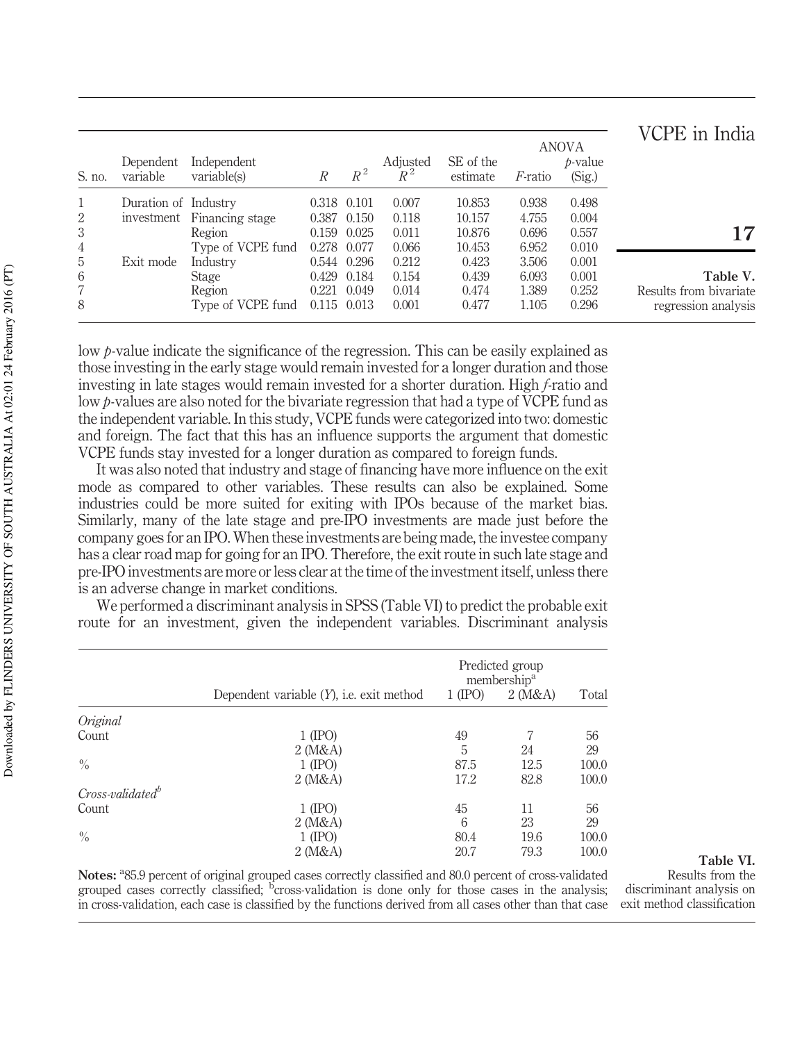**Table V.** Results from bivariate regression analysis

| S. no. | Dependent variable | Independent variable(s) | $R$ | $R^2$ | Adjusted $R^2$ | SE of the estimate | ANOVA $F$-ratio | $p$-value (Sig.) |
|---|---|---|---|---|---|---|---|---|
| 1 | Duration of investment | Industry | 0.318 | 0.101 | 0.007 | 10.853 | 0.938 | 0.498 |
| 2 | | Financing stage | 0.387 | 0.150 | 0.118 | 10.157 | 4.755 | 0.004 |
| 3 | | Region | 0.159 | 0.025 | 0.011 | 10.876 | 0.696 | 0.557 |
| 4 | | Type of VCPE fund | 0.278 | 0.077 | 0.066 | 10.453 | 6.952 | 0.010 |
| 5 | Exit mode | Industry | 0.544 | 0.296 | 0.212 | 0.423 | 3.506 | 0.001 |
| 6 | | Stage | 0.429 | 0.184 | 0.154 | 0.439 | 6.093 | 0.001 |
| 7 | | Region | 0.221 | 0.049 | 0.014 | 0.474 | 1.389 | 0.252 |
| 8 | | Type of VCPE fund | 0.115 | 0.013 | 0.001 | 0.477 | 1.105 | 0.296 |

low $p$-value indicate the significance of the regression. This can be easily explained as those investing in the early stage would remain invested for a longer duration and those investing in late stages would remain invested for a shorter duration. High $f$-ratio and low $p$-values are also noted for the bivariate regression that had a type of VCPE fund as the independent variable. In this study, VCPE funds were categorized into two: domestic and foreign. The fact that this has an influence supports the argument that domestic VCPE funds stay invested for a longer duration as compared to foreign funds.

It was also noted that industry and stage of financing have more influence on the exit mode as compared to other variables. These results can also be explained. Some industries could be more suited for exiting with IPOs because of the market bias. Similarly, many of the late stage and pre-IPO investments are made just before the company goes for an IPO. When these investments are being made, the investee company has a clear road map for going for an IPO. Therefore, the exit route in such late stage and pre-IPO investments are more or less clear at the time of the investment itself, unless there is an adverse change in market conditions.

We performed a discriminant analysis in SPSS (Table VI) to predict the probable exit route for an investment, given the independent variables. Discriminant analysis

**Table VI.** Results from the discriminant analysis on exit method classification

| | Dependent variable ($Y$), i.e. exit method | Predicted group membership[a] 1 (IPO) | 2 (M&A) | Total |
|---|---|---|---|---|
| *Original* | | | | |
| Count | 1 (IPO) | 49 | 7 | 56 |
| | 2 (M&A) | 5 | 24 | 29 |
| % | 1 (IPO) | 87.5 | 12.5 | 100.0 |
| | 2 (M&A) | 17.2 | 82.8 | 100.0 |
| *Cross-validated*[b] | | | | |
| Count | 1 (IPO) | 45 | 11 | 56 |
| | 2 (M&A) | 6 | 23 | 29 |
| % | 1 (IPO) | 80.4 | 19.6 | 100.0 |
| | 2 (M&A) | 20.7 | 79.3 | 100.0 |

**Notes:** [a]85.9 percent of original grouped cases correctly classified and 80.0 percent of cross-validated grouped cases correctly classified; [b]cross-validation is done only for those cases in the analysis; in cross-validation, each case is classified by the functions derived from all cases other than that case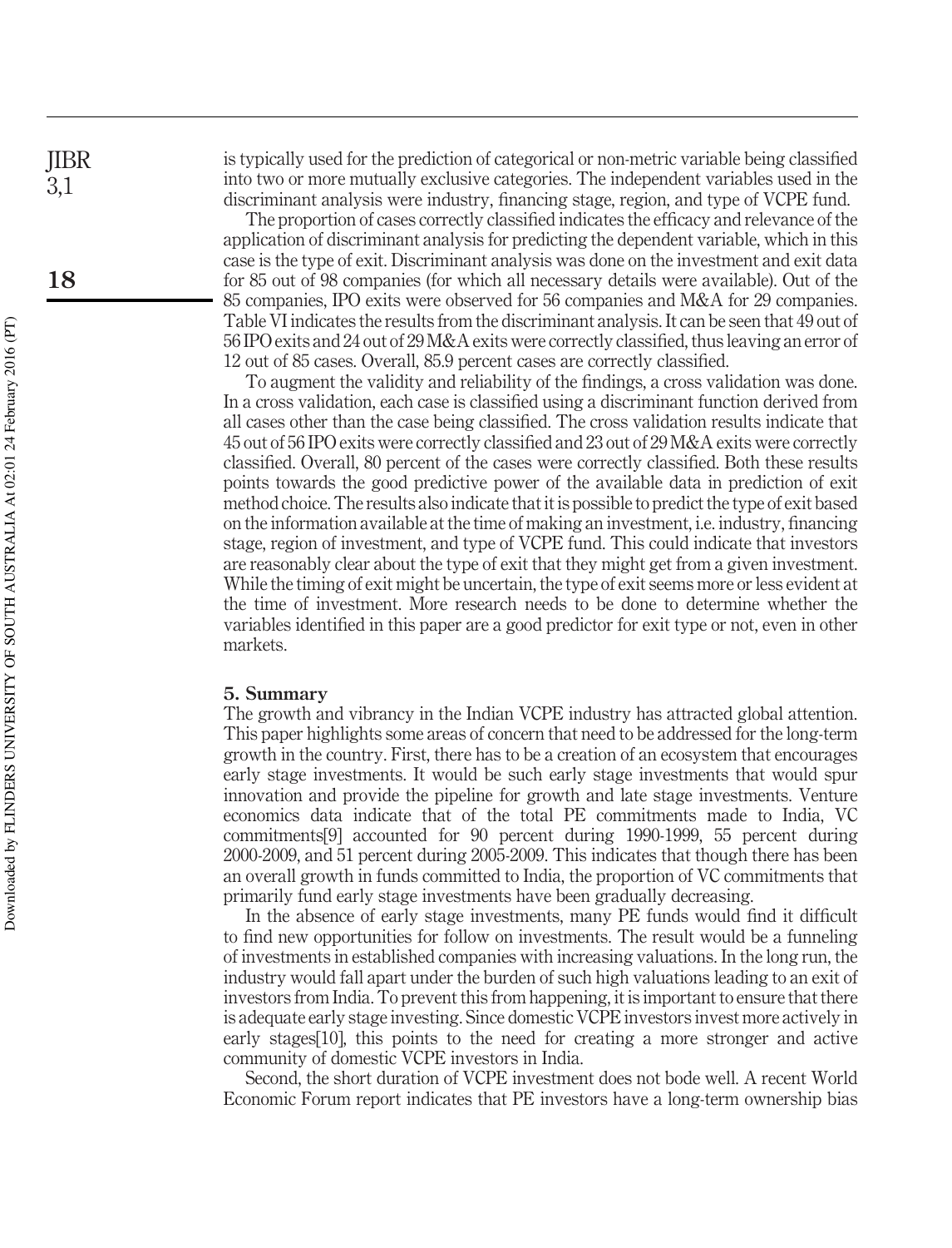is typically used for the prediction of categorical or non-metric variable being classified into two or more mutually exclusive categories. The independent variables used in the discriminant analysis were industry, financing stage, region, and type of VCPE fund.

The proportion of cases correctly classified indicates the efficacy and relevance of the application of discriminant analysis for predicting the dependent variable, which in this case is the type of exit. Discriminant analysis was done on the investment and exit data for 85 out of 98 companies (for which all necessary details were available). Out of the 85 companies, IPO exits were observed for 56 companies and M&A for 29 companies. Table VI indicates the results from the discriminant analysis. It can be seen that 49 out of 56 IPO exits and 24 out of 29 M&A exits were correctly classified, thus leaving an error of 12 out of 85 cases. Overall, 85.9 percent cases are correctly classified.

To augment the validity and reliability of the findings, a cross validation was done. In a cross validation, each case is classified using a discriminant function derived from all cases other than the case being classified. The cross validation results indicate that 45 out of 56 IPO exits were correctly classified and 23 out of 29 M&A exits were correctly classified. Overall, 80 percent of the cases were correctly classified. Both these results points towards the good predictive power of the available data in prediction of exit method choice. The results also indicate that it is possible to predict the type of exit based on the information available at the time of making an investment, i.e. industry, financing stage, region of investment, and type of VCPE fund. This could indicate that investors are reasonably clear about the type of exit that they might get from a given investment. While the timing of exit might be uncertain, the type of exit seems more or less evident at the time of investment. More research needs to be done to determine whether the variables identified in this paper are a good predictor for exit type or not, even in other markets.

## 5. Summary

The growth and vibrancy in the Indian VCPE industry has attracted global attention. This paper highlights some areas of concern that need to be addressed for the long-term growth in the country. First, there has to be a creation of an ecosystem that encourages early stage investments. It would be such early stage investments that would spur innovation and provide the pipeline for growth and late stage investments. Venture economics data indicate that of the total PE commitments made to India, VC commitments[9] accounted for 90 percent during 1990-1999, 55 percent during 2000-2009, and 51 percent during 2005-2009. This indicates that though there has been an overall growth in funds committed to India, the proportion of VC commitments that primarily fund early stage investments have been gradually decreasing.

In the absence of early stage investments, many PE funds would find it difficult to find new opportunities for follow on investments. The result would be a funneling of investments in established companies with increasing valuations. In the long run, the industry would fall apart under the burden of such high valuations leading to an exit of investors from India. To prevent this from happening, it is important to ensure that there is adequate early stage investing. Since domestic VCPE investors invest more actively in early stages[10], this points to the need for creating a more stronger and active community of domestic VCPE investors in India.

Second, the short duration of VCPE investment does not bode well. A recent World Economic Forum report indicates that PE investors have a long-term ownership bias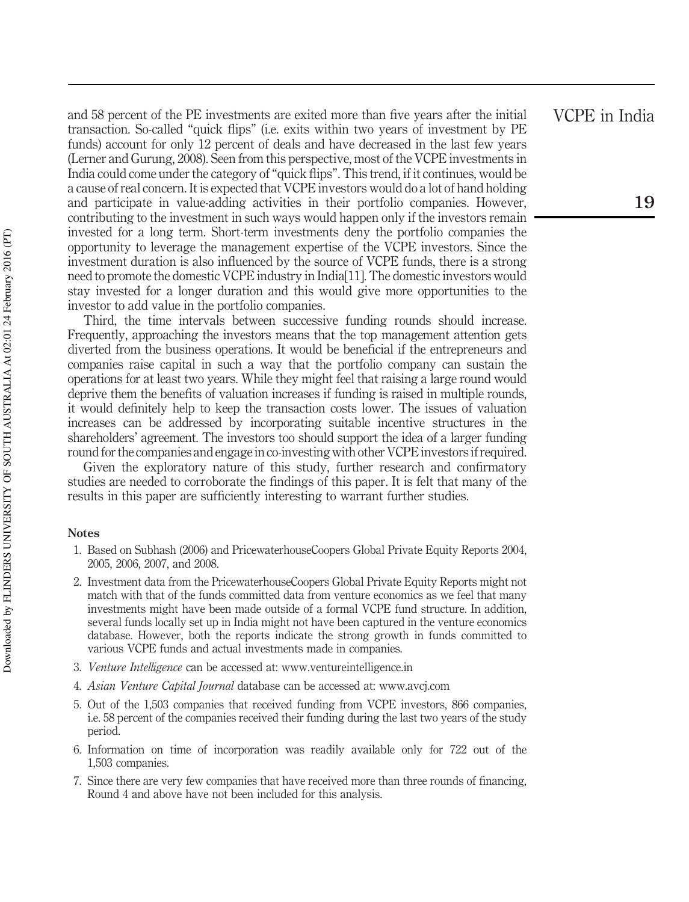and 58 percent of the PE investments are exited more than five years after the initial transaction. So-called "quick flips" (i.e. exits within two years of investment by PE funds) account for only 12 percent of deals and have decreased in the last few years (Lerner and Gurung, 2008). Seen from this perspective, most of the VCPE investments in India could come under the category of "quick flips". This trend, if it continues, would be a cause of real concern. It is expected that VCPE investors would do a lot of hand holding and participate in value-adding activities in their portfolio companies. However, contributing to the investment in such ways would happen only if the investors remain invested for a long term. Short-term investments deny the portfolio companies the opportunity to leverage the management expertise of the VCPE investors. Since the investment duration is also influenced by the source of VCPE funds, there is a strong need to promote the domestic VCPE industry in India[11]. The domestic investors would stay invested for a longer duration and this would give more opportunities to the investor to add value in the portfolio companies.

Third, the time intervals between successive funding rounds should increase. Frequently, approaching the investors means that the top management attention gets diverted from the business operations. It would be beneficial if the entrepreneurs and companies raise capital in such a way that the portfolio company can sustain the operations for at least two years. While they might feel that raising a large round would deprive them the benefits of valuation increases if funding is raised in multiple rounds, it would definitely help to keep the transaction costs lower. The issues of valuation increases can be addressed by incorporating suitable incentive structures in the shareholders' agreement. The investors too should support the idea of a larger funding round for the companies and engage in co-investing with other VCPE investors if required.

Given the exploratory nature of this study, further research and confirmatory studies are needed to corroborate the findings of this paper. It is felt that many of the results in this paper are sufficiently interesting to warrant further studies.

#### Notes

1. Based on Subhash (2006) and PricewaterhouseCoopers Global Private Equity Reports 2004, 2005, 2006, 2007, and 2008.
2. Investment data from the PricewaterhouseCoopers Global Private Equity Reports might not match with that of the funds committed data from venture economics as we feel that many investments might have been made outside of a formal VCPE fund structure. In addition, several funds locally set up in India might not have been captured in the venture economics database. However, both the reports indicate the strong growth in funds committed to various VCPE funds and actual investments made in companies.
3. *Venture Intelligence* can be accessed at: www.ventureintelligence.in
4. *Asian Venture Capital Journal* database can be accessed at: www.avcj.com
5. Out of the 1,503 companies that received funding from VCPE investors, 866 companies, i.e. 58 percent of the companies received their funding during the last two years of the study period.
6. Information on time of incorporation was readily available only for 722 out of the 1,503 companies.
7. Since there are very few companies that have received more than three rounds of financing, Round 4 and above have not been included for this analysis.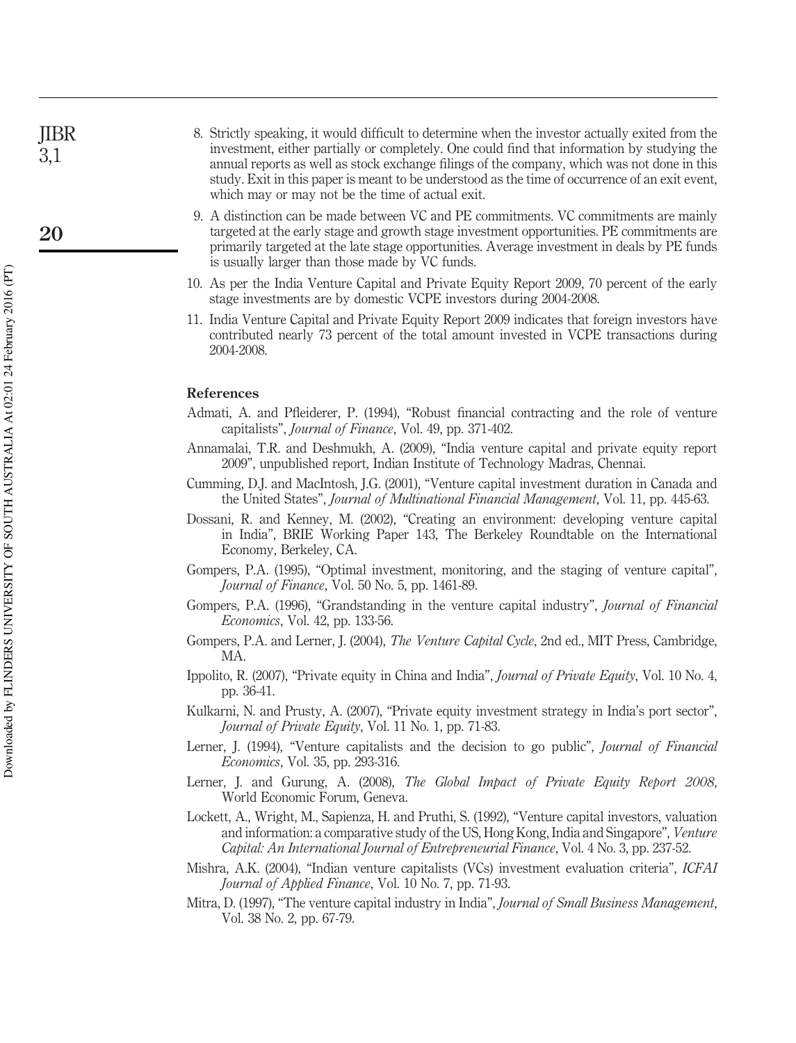8. Strictly speaking, it would difficult to determine when the investor actually exited from the investment, either partially or completely. One could find that information by studying the annual reports as well as stock exchange filings of the company, which was not done in this study. Exit in this paper is meant to be understood as the time of occurrence of an exit event, which may or may not be the time of actual exit.
9. A distinction can be made between VC and PE commitments. VC commitments are mainly targeted at the early stage and growth stage investment opportunities. PE commitments are primarily targeted at the late stage opportunities. Average investment in deals by PE funds is usually larger than those made by VC funds.
10. As per the India Venture Capital and Private Equity Report 2009, 70 percent of the early stage investments are by domestic VCPE investors during 2004-2008.
11. India Venture Capital and Private Equity Report 2009 indicates that foreign investors have contributed nearly 73 percent of the total amount invested in VCPE transactions during 2004-2008.

## References

Admati, A. and Pfleiderer, P. (1994), "Robust financial contracting and the role of venture capitalists", *Journal of Finance*, Vol. 49, pp. 371-402.

Annamalai, T.R. and Deshmukh, A. (2009), "India venture capital and private equity report 2009", unpublished report, Indian Institute of Technology Madras, Chennai.

Cumming, D.J. and MacIntosh, J.G. (2001), "Venture capital investment duration in Canada and the United States", *Journal of Multinational Financial Management*, Vol. 11, pp. 445-63.

Dossani, R. and Kenney, M. (2002), "Creating an environment: developing venture capital in India", BRIE Working Paper 143, The Berkeley Roundtable on the International Economy, Berkeley, CA.

Gompers, P.A. (1995), "Optimal investment, monitoring, and the staging of venture capital", *Journal of Finance*, Vol. 50 No. 5, pp. 1461-89.

Gompers, P.A. (1996), "Grandstanding in the venture capital industry", *Journal of Financial Economics*, Vol. 42, pp. 133-56.

Gompers, P.A. and Lerner, J. (2004), *The Venture Capital Cycle*, 2nd ed., MIT Press, Cambridge, MA.

Ippolito, R. (2007), "Private equity in China and India", *Journal of Private Equity*, Vol. 10 No. 4, pp. 36-41.

Kulkarni, N. and Prusty, A. (2007), "Private equity investment strategy in India's port sector", *Journal of Private Equity*, Vol. 11 No. 1, pp. 71-83.

Lerner, J. (1994), "Venture capitalists and the decision to go public", *Journal of Financial Economics*, Vol. 35, pp. 293-316.

Lerner, J. and Gurung, A. (2008), *The Global Impact of Private Equity Report 2008*, World Economic Forum, Geneva.

Lockett, A., Wright, M., Sapienza, H. and Pruthi, S. (1992), "Venture capital investors, valuation and information: a comparative study of the US, Hong Kong, India and Singapore", *Venture Capital: An International Journal of Entrepreneurial Finance*, Vol. 4 No. 3, pp. 237-52.

Mishra, A.K. (2004), "Indian venture capitalists (VCs) investment evaluation criteria", *ICFAI Journal of Applied Finance*, Vol. 10 No. 7, pp. 71-93.

Mitra, D. (1997), "The venture capital industry in India", *Journal of Small Business Management*, Vol. 38 No. 2, pp. 67-79.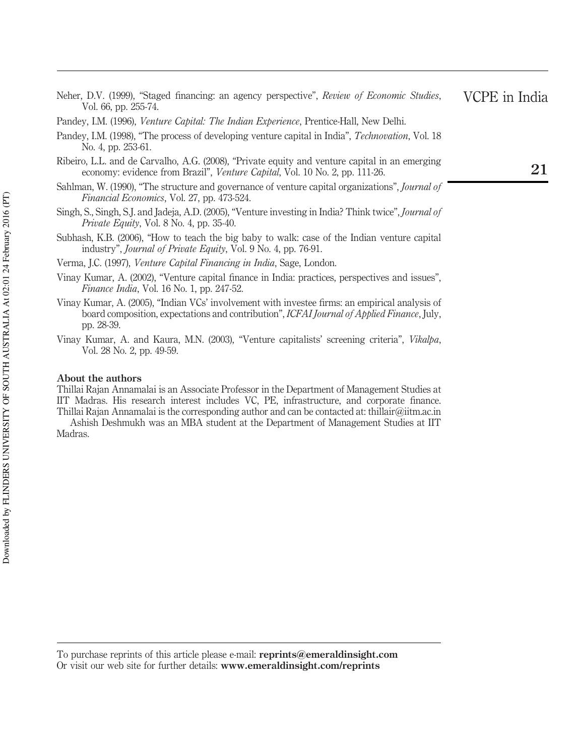Neher, D.V. (1999), "Staged financing: an agency perspective", *Review of Economic Studies*, Vol. 66, pp. 255-74.

Pandey, I.M. (1996), *Venture Capital: The Indian Experience*, Prentice-Hall, New Delhi.

Pandey, I.M. (1998), "The process of developing venture capital in India", *Technovation*, Vol. 18 No. 4, pp. 253-61.

Ribeiro, L.L. and de Carvalho, A.G. (2008), "Private equity and venture capital in an emerging economy: evidence from Brazil", *Venture Capital*, Vol. 10 No. 2, pp. 111-26.

Sahlman, W. (1990), "The structure and governance of venture capital organizations", *Journal of Financial Economics*, Vol. 27, pp. 473-524.

Singh, S., Singh, S.J. and Jadeja, A.D. (2005), "Venture investing in India? Think twice", *Journal of Private Equity*, Vol. 8 No. 4, pp. 35-40.

Subhash, K.B. (2006), "How to teach the big baby to walk: case of the Indian venture capital industry", *Journal of Private Equity*, Vol. 9 No. 4, pp. 76-91.

Verma, J.C. (1997), *Venture Capital Financing in India*, Sage, London.

Vinay Kumar, A. (2002), "Venture capital finance in India: practices, perspectives and issues", *Finance India*, Vol. 16 No. 1, pp. 247-52.

Vinay Kumar, A. (2005), "Indian VCs' involvement with investee firms: an empirical analysis of board composition, expectations and contribution", *ICFAI Journal of Applied Finance*, July, pp. 28-39.

Vinay Kumar, A. and Kaura, M.N. (2003), "Venture capitalists' screening criteria", *Vikalpa*, Vol. 28 No. 2, pp. 49-59.

**About the authors**

Thillai Rajan Annamalai is an Associate Professor in the Department of Management Studies at IIT Madras. His research interest includes VC, PE, infrastructure, and corporate finance. Thillai Rajan Annamalai is the corresponding author and can be contacted at: thillair@iitm.ac.in

Ashish Deshmukh was an MBA student at the Department of Management Studies at IIT Madras.

To purchase reprints of this article please e-mail: **reprints@emeraldinsight.com**
Or visit our web site for further details: **www.emeraldinsight.com/reprints**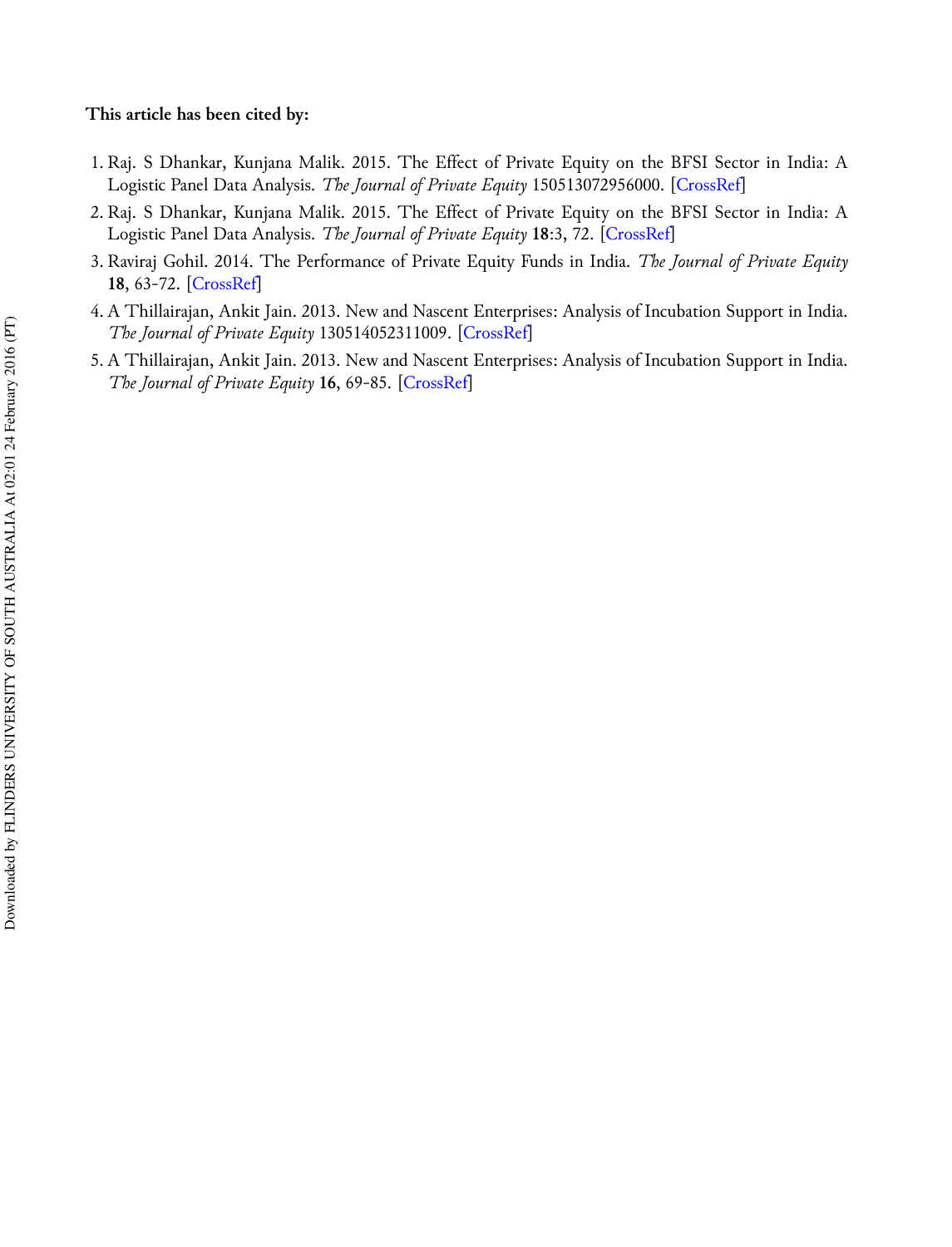**This article has been cited by:**

1. Raj. S Dhankar, Kunjana Malik. 2015. The Effect of Private Equity on the BFSI Sector in India: A Logistic Panel Data Analysis. *The Journal of Private Equity* 150513072956000. [CrossRef]
2. Raj. S Dhankar, Kunjana Malik. 2015. The Effect of Private Equity on the BFSI Sector in India: A Logistic Panel Data Analysis. *The Journal of Private Equity* **18**:3, 72. [CrossRef]
3. Raviraj Gohil. 2014. The Performance of Private Equity Funds in India. *The Journal of Private Equity* **18**, 63-72. [CrossRef]
4. A Thillairajan, Ankit Jain. 2013. New and Nascent Enterprises: Analysis of Incubation Support in India. *The Journal of Private Equity* 130514052311009. [CrossRef]
5. A Thillairajan, Ankit Jain. 2013. New and Nascent Enterprises: Analysis of Incubation Support in India. *The Journal of Private Equity* **16**, 69-85. [CrossRef]